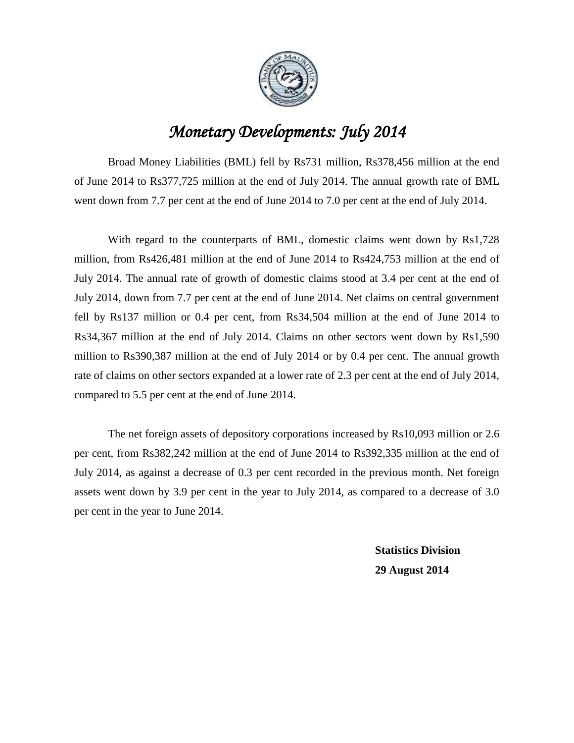# *Monetary Developments: July 2014*

Broad Money Liabilities (BML) fell by Rs731 million, Rs378,456 million at the end of June 2014 to Rs377,725 million at the end of July 2014. The annual growth rate of BML went down from 7.7 per cent at the end of June 2014 to 7.0 per cent at the end of July 2014.

With regard to the counterparts of BML, domestic claims went down by Rs1,728 million, from Rs426,481 million at the end of June 2014 to Rs424,753 million at the end of July 2014. The annual rate of growth of domestic claims stood at 3.4 per cent at the end of July 2014, down from 7.7 per cent at the end of June 2014. Net claims on central government fell by Rs137 million or 0.4 per cent, from Rs34,504 million at the end of June 2014 to Rs34,367 million at the end of July 2014. Claims on other sectors went down by Rs1,590 million to Rs390,387 million at the end of July 2014 or by 0.4 per cent. The annual growth rate of claims on other sectors expanded at a lower rate of 2.3 per cent at the end of July 2014, compared to 5.5 per cent at the end of June 2014.

The net foreign assets of depository corporations increased by Rs10,093 million or 2.6 per cent, from Rs382,242 million at the end of June 2014 to Rs392,335 million at the end of July 2014, as against a decrease of 0.3 per cent recorded in the previous month. Net foreign assets went down by 3.9 per cent in the year to July 2014, as compared to a decrease of 3.0 per cent in the year to June 2014.

**Statistics Division**
**29 August 2014**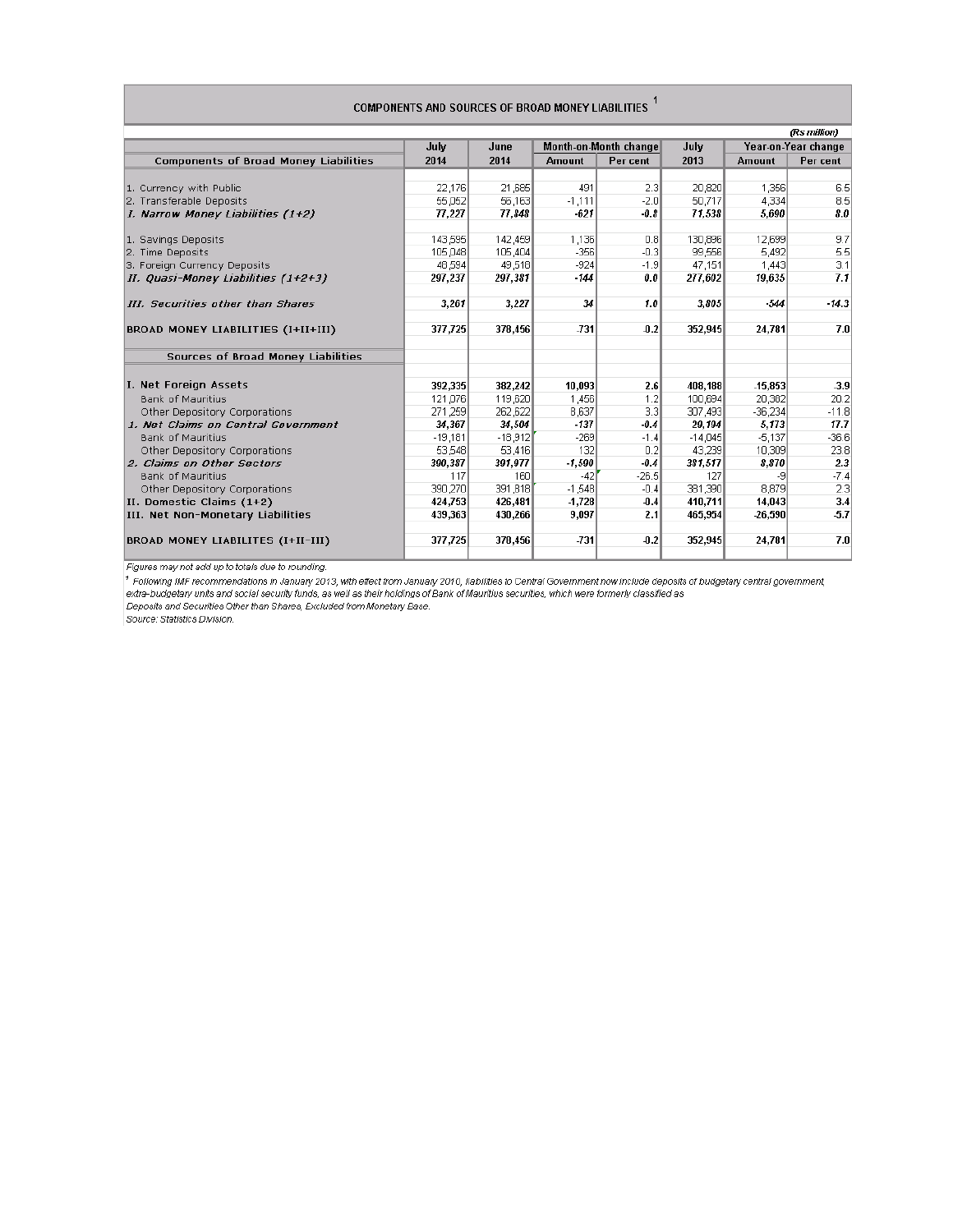## COMPONENTS AND SOURCES OF BROAD MONEY LIABILITIES [1]

(Rs million)

| Components of Broad Money Liabilities | July 2014 | June 2014 | Month-on-Month change | | July 2013 | Year-on-Year change | |
|---|---|---|---|---|---|---|---|
| | | | Amount | Per cent | | Amount | Per cent |
| 1. Currency with Public | 22,176 | 21,685 | 491 | 2.3 | 20,820 | 1,356 | 6.5 |
| 2. Transferable Deposits | 55,052 | 56,163 | -1,111 | -2.0 | 50,717 | 4,334 | 8.5 |
| *I. Narrow Money Liabilities (1+2)* | ***77,227*** | ***77,848*** | ***-621*** | ***-0.8*** | ***71,538*** | ***5,690*** | ***8.0*** |
| 1. Savings Deposits | 143,595 | 142,459 | 1,136 | 0.8 | 130,896 | 12,699 | 9.7 |
| 2. Time Deposits | 105,048 | 105,404 | -356 | -0.3 | 99,556 | 5,492 | 5.5 |
| 3. Foreign Currency Deposits | 48,594 | 49,518 | -924 | -1.9 | 47,151 | 1,443 | 3.1 |
| *II. Quasi-Money Liabilities (1+2+3)* | ***297,237*** | ***297,381*** | ***-144*** | ***0.0*** | ***277,602*** | ***19,635*** | ***7.1*** |
| *III. Securities other than Shares* | ***3,261*** | ***3,227*** | ***34*** | ***1.0*** | ***3,805*** | ***-544*** | ***-14.3*** |
| **BROAD MONEY LIABILITIES (I+II+III)** | **377,725** | **378,456** | **-731** | **-0.2** | **352,945** | **24,781** | **7.0** |
| **Sources of Broad Money Liabilities** | | | | | | | |
| **I. Net Foreign Assets** | **392,335** | **382,242** | **10,093** | **2.6** | **408,188** | **-15,853** | **-3.9** |
| Bank of Mauritius | 121,076 | 119,620 | 1,456 | 1.2 | 100,694 | 20,382 | 20.2 |
| Other Depository Corporations | 271,259 | 262,622 | 8,637 | 3.3 | 307,493 | -36,234 | -11.8 |
| *1. Net Claims on Central Government* | ***34,367*** | ***34,504*** | ***-137*** | ***-0.4*** | ***29,194*** | ***5,173*** | ***17.7*** |
| Bank of Mauritius | -19,181 | -18,912 | -269 | -1.4 | -14,045 | -5,137 | -36.6 |
| Other Depository Corporations | 53,548 | 53,416 | 132 | 0.2 | 43,239 | 10,309 | 23.8 |
| *2. Claims on Other Sectors* | ***390,387*** | ***391,977*** | ***-1,590*** | ***-0.4*** | ***381,517*** | ***8,870*** | ***2.3*** |
| Bank of Mauritius | 117 | 160 | -42 | -26.5 | 127 | -9 | -7.4 |
| Other Depository Corporations | 390,270 | 391,818 | -1,548 | -0.4 | 381,390 | 8,879 | 2.3 |
| **II. Domestic Claims (1+2)** | **424,753** | **426,481** | **-1,728** | **-0.4** | **410,711** | **14,043** | **3.4** |
| **III. Net Non-Monetary Liabilities** | **439,363** | **430,266** | **9,097** | **2.1** | **465,954** | **-26,590** | **-5.7** |
| **BROAD MONEY LIABILITES (I+II-III)** | **377,725** | **378,456** | **-731** | **-0.2** | **352,945** | **24,781** | **7.0** |

*Figures may not add up to totals due to rounding.*

[1] *Following IMF recommendations in January 2013, with effect from January 2010, liabilities to Central Government now include deposits of budgetary central government, extra-budgetary units and social security funds, as well as their holdings of Bank of Mauritius securities, which were formerly classified as Deposits and Securities Other than Shares, Excluded from Monetary Base.*

*Source: Statistics Division.*